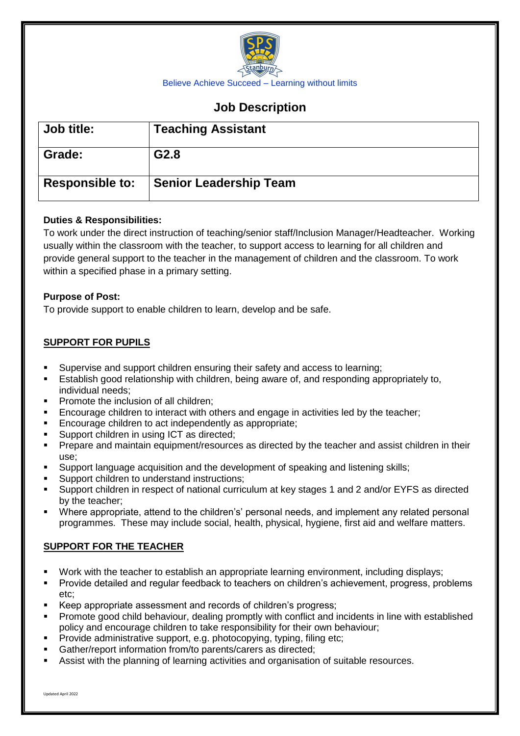Believe Achieve Succeed – Learning without limits

# Job Description

| Job title: | Teaching Assistant |
| --- | --- |
| Grade: | G2.8 |
| Responsible to: | Senior Leadership Team |

**Duties & Responsibilities:**

To work under the direct instruction of teaching/senior staff/Inclusion Manager/Headteacher. Working usually within the classroom with the teacher, to support access to learning for all children and provide general support to the teacher in the management of children and the classroom. To work within a specified phase in a primary setting.

**Purpose of Post:**

To provide support to enable children to learn, develop and be safe.

## SUPPORT FOR PUPILS

- Supervise and support children ensuring their safety and access to learning;
- Establish good relationship with children, being aware of, and responding appropriately to, individual needs;
- Promote the inclusion of all children;
- Encourage children to interact with others and engage in activities led by the teacher;
- Encourage children to act independently as appropriate;
- Support children in using ICT as directed;
- Prepare and maintain equipment/resources as directed by the teacher and assist children in their use;
- Support language acquisition and the development of speaking and listening skills;
- Support children to understand instructions;
- Support children in respect of national curriculum at key stages 1 and 2 and/or EYFS as directed by the teacher;
- Where appropriate, attend to the children's' personal needs, and implement any related personal programmes. These may include social, health, physical, hygiene, first aid and welfare matters.

## SUPPORT FOR THE TEACHER

- Work with the teacher to establish an appropriate learning environment, including displays;
- Provide detailed and regular feedback to teachers on children's achievement, progress, problems etc;
- Keep appropriate assessment and records of children's progress;
- Promote good child behaviour, dealing promptly with conflict and incidents in line with established policy and encourage children to take responsibility for their own behaviour;
- Provide administrative support, e.g. photocopying, typing, filing etc;
- Gather/report information from/to parents/carers as directed;
- Assist with the planning of learning activities and organisation of suitable resources.

Updated April 2022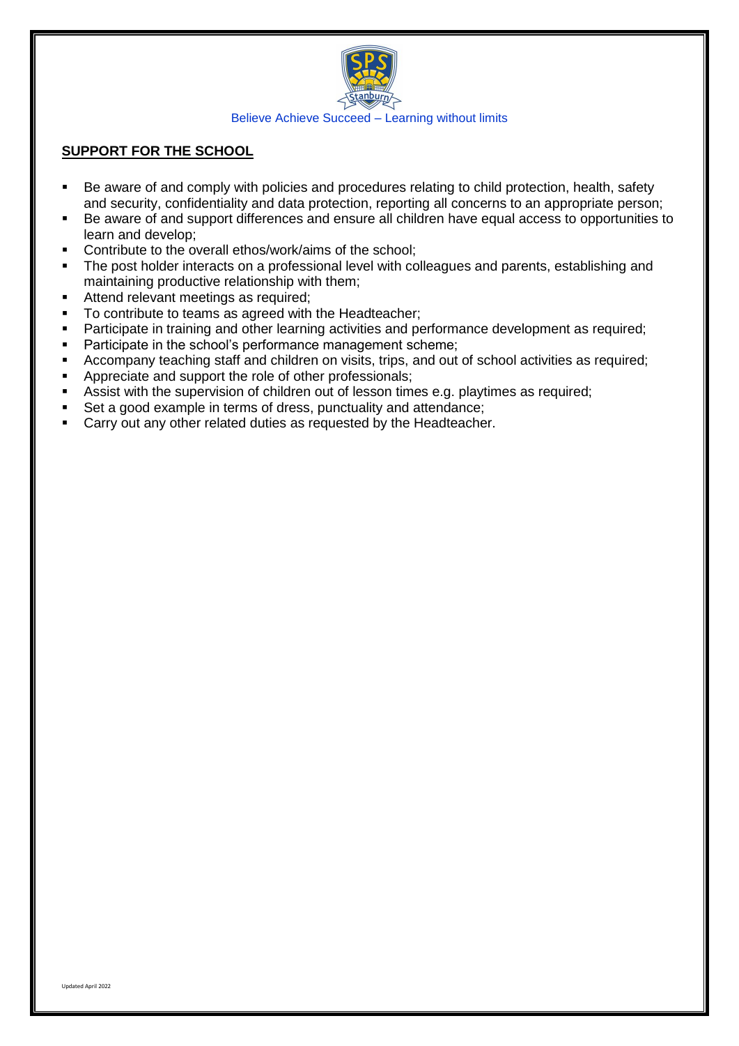Believe Achieve Succeed – Learning without limits

## SUPPORT FOR THE SCHOOL

- Be aware of and comply with policies and procedures relating to child protection, health, safety and security, confidentiality and data protection, reporting all concerns to an appropriate person;
- Be aware of and support differences and ensure all children have equal access to opportunities to learn and develop;
- Contribute to the overall ethos/work/aims of the school;
- The post holder interacts on a professional level with colleagues and parents, establishing and maintaining productive relationship with them;
- Attend relevant meetings as required;
- To contribute to teams as agreed with the Headteacher;
- Participate in training and other learning activities and performance development as required;
- Participate in the school's performance management scheme;
- Accompany teaching staff and children on visits, trips, and out of school activities as required;
- Appreciate and support the role of other professionals;
- Assist with the supervision of children out of lesson times e.g. playtimes as required;
- Set a good example in terms of dress, punctuality and attendance;
- Carry out any other related duties as requested by the Headteacher.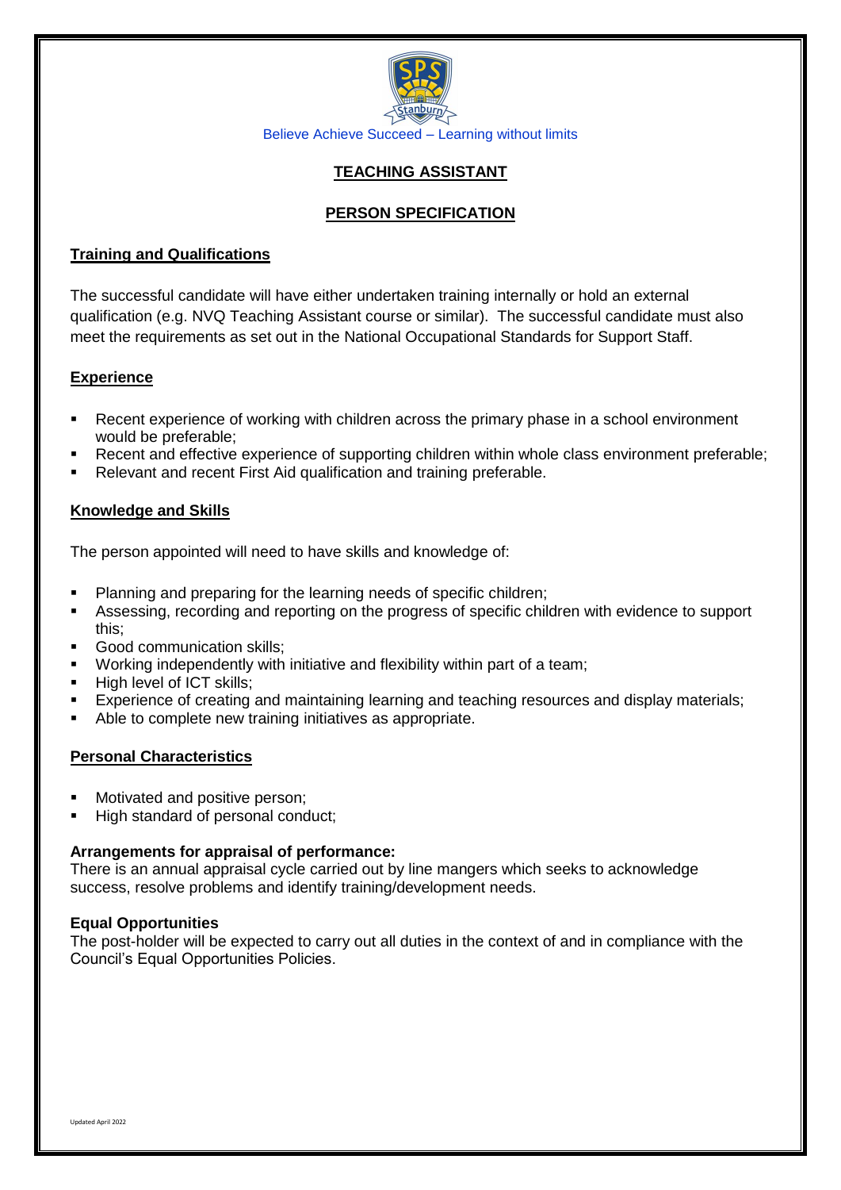Believe Achieve Succeed – Learning without limits

# TEACHING ASSISTANT

## PERSON SPECIFICATION

### Training and Qualifications

The successful candidate will have either undertaken training internally or hold an external qualification (e.g. NVQ Teaching Assistant course or similar). The successful candidate must also meet the requirements as set out in the National Occupational Standards for Support Staff.

### Experience

- Recent experience of working with children across the primary phase in a school environment would be preferable;
- Recent and effective experience of supporting children within whole class environment preferable;
- Relevant and recent First Aid qualification and training preferable.

### Knowledge and Skills

The person appointed will need to have skills and knowledge of:

- Planning and preparing for the learning needs of specific children;
- Assessing, recording and reporting on the progress of specific children with evidence to support this;
- Good communication skills;
- Working independently with initiative and flexibility within part of a team;
- High level of ICT skills;
- Experience of creating and maintaining learning and teaching resources and display materials;
- Able to complete new training initiatives as appropriate.

### Personal Characteristics

- Motivated and positive person;
- High standard of personal conduct;

**Arrangements for appraisal of performance:**
There is an annual appraisal cycle carried out by line mangers which seeks to acknowledge success, resolve problems and identify training/development needs.

**Equal Opportunities**
The post-holder will be expected to carry out all duties in the context of and in compliance with the Council's Equal Opportunities Policies.

Updated April 2022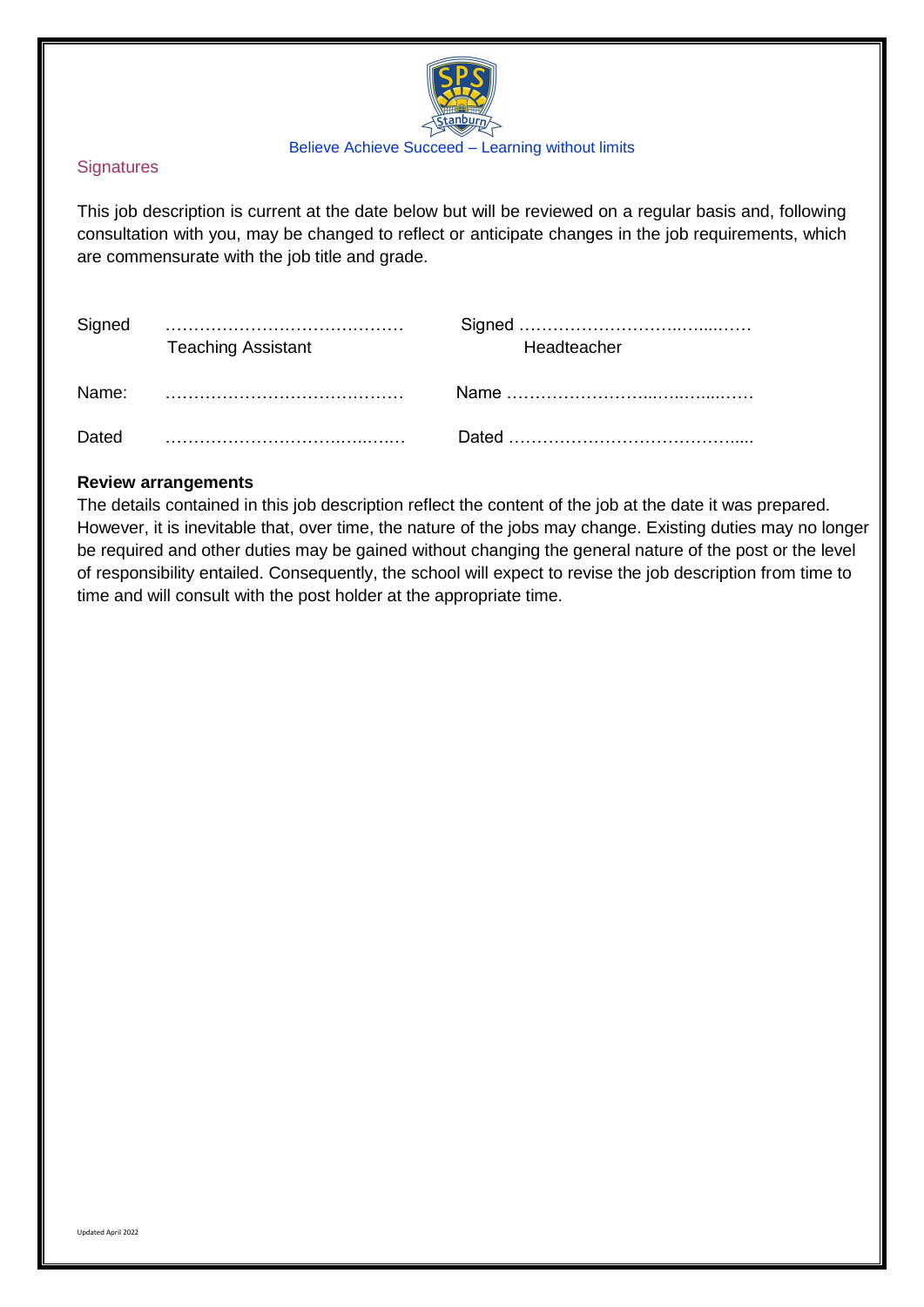Believe Achieve Succeed – Learning without limits

## Signatures

This job description is current at the date below but will be reviewed on a regular basis and, following consultation with you, may be changed to reflect or anticipate changes in the job requirements, which are commensurate with the job title and grade.

| | | |
|---|---|---|
| Signed | ……………………………………<br>Teaching Assistant | Signed ……………………….…....……<br>Headteacher |
| Name: | …………………………………… | Name ……………………...…..…....…… |
| Dated | ……………………….…..…..… | Dated ………………………………….... |

**Review arrangements**

The details contained in this job description reflect the content of the job at the date it was prepared. However, it is inevitable that, over time, the nature of the jobs may change. Existing duties may no longer be required and other duties may be gained without changing the general nature of the post or the level of responsibility entailed. Consequently, the school will expect to revise the job description from time to time and will consult with the post holder at the appropriate time.

Updated April 2022